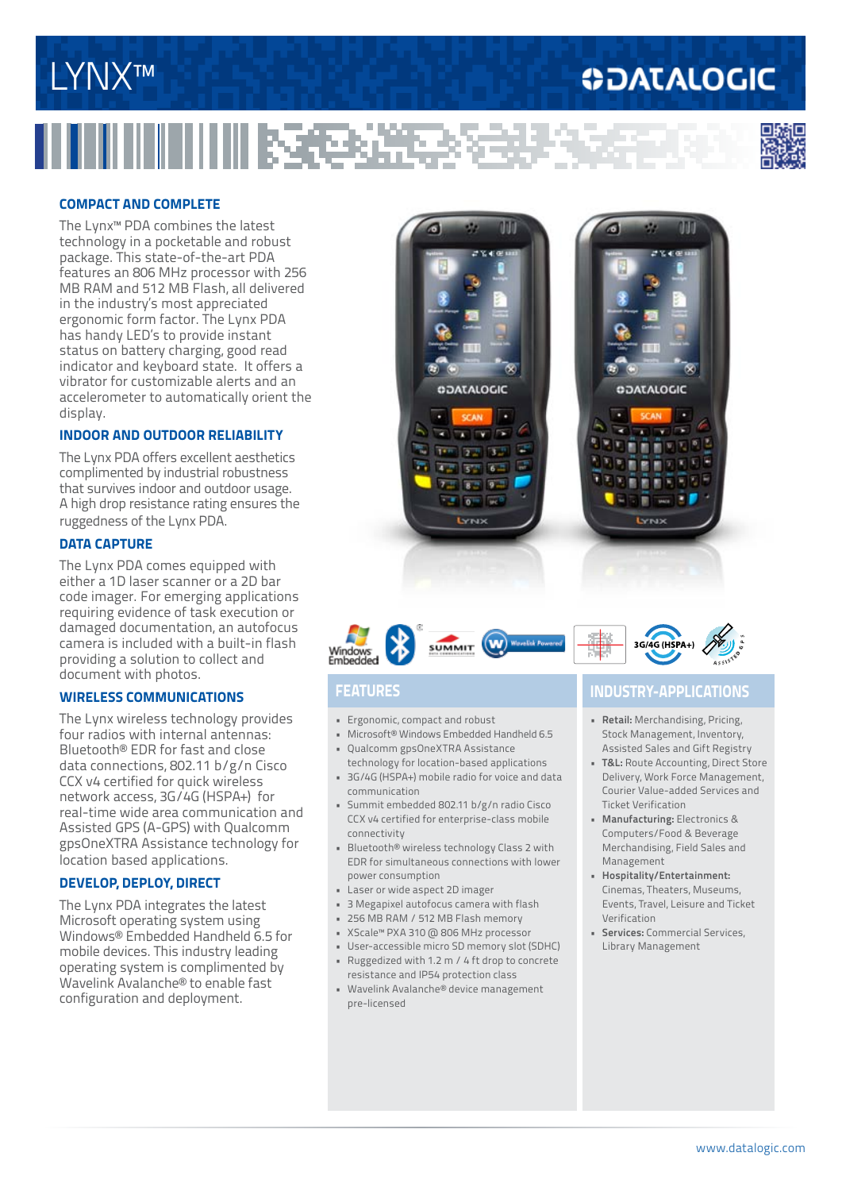# LYNX™

DATALOGIC

## COMPACT AND COMPLETE

The Lynx™ PDA combines the latest technology in a pocketable and robust package. This state-of-the-art PDA features an 806 MHz processor with 256 MB RAM and 512 MB Flash, all delivered in the industry's most appreciated ergonomic form factor. The Lynx PDA has handy LED's to provide instant status on battery charging, good read indicator and keyboard state. It offers a vibrator for customizable alerts and an accelerometer to automatically orient the display.

## INDOOR AND OUTDOOR RELIABILITY

The Lynx PDA offers excellent aesthetics complimented by industrial robustness that survives indoor and outdoor usage. A high drop resistance rating ensures the ruggedness of the Lynx PDA.

## DATA CAPTURE

The Lynx PDA comes equipped with either a 1D laser scanner or a 2D bar code imager. For emerging applications requiring evidence of task execution or damaged documentation, an autofocus camera is included with a built-in flash providing a solution to collect and document with photos.

## WIRELESS COMMUNICATIONS

The Lynx wireless technology provides four radios with internal antennas: Bluetooth® EDR for fast and close data connections, 802.11 b/g/n Cisco CCX v4 certified for quick wireless network access, 3G/4G (HSPA+) for real-time wide area communication and Assisted GPS (A-GPS) with Qualcomm gpsOneXTRA Assistance technology for location based applications.

## DEVELOP, DEPLOY, DIRECT

The Lynx PDA integrates the latest Microsoft operating system using Windows® Embedded Handheld 6.5 for mobile devices. This industry leading operating system is complimented by Wavelink Avalanche® to enable fast configuration and deployment.

## FEATURES

- Ergonomic, compact and robust
- Microsoft® Windows Embedded Handheld 6.5
- Qualcomm gpsOneXTRA Assistance technology for location-based applications
- 3G/4G (HSPA+) mobile radio for voice and data communication
- Summit embedded 802.11 b/g/n radio Cisco CCX v4 certified for enterprise-class mobile connectivity
- Bluetooth® wireless technology Class 2 with EDR for simultaneous connections with lower power consumption
- Laser or wide aspect 2D imager
- 3 Megapixel autofocus camera with flash
- 256 MB RAM / 512 MB Flash memory
- XScale™ PXA 310 @ 806 MHz processor
- User-accessible micro SD memory slot (SDHC)
- Ruggedized with 1.2 m / 4 ft drop to concrete resistance and IP54 protection class
- Wavelink Avalanche® device management pre-licensed

## INDUSTRY-APPLICATIONS

- **Retail:** Merchandising, Pricing, Stock Management, Inventory, Assisted Sales and Gift Registry
- **T&L:** Route Accounting, Direct Store Delivery, Work Force Management, Courier Value-added Services and Ticket Verification
- **Manufacturing:** Electronics & Computers/Food & Beverage Merchandising, Field Sales and Management
- **Hospitality/Entertainment:** Cinemas, Theaters, Museums, Events, Travel, Leisure and Ticket Verification
- **Services:** Commercial Services, Library Management

www.datalogic.com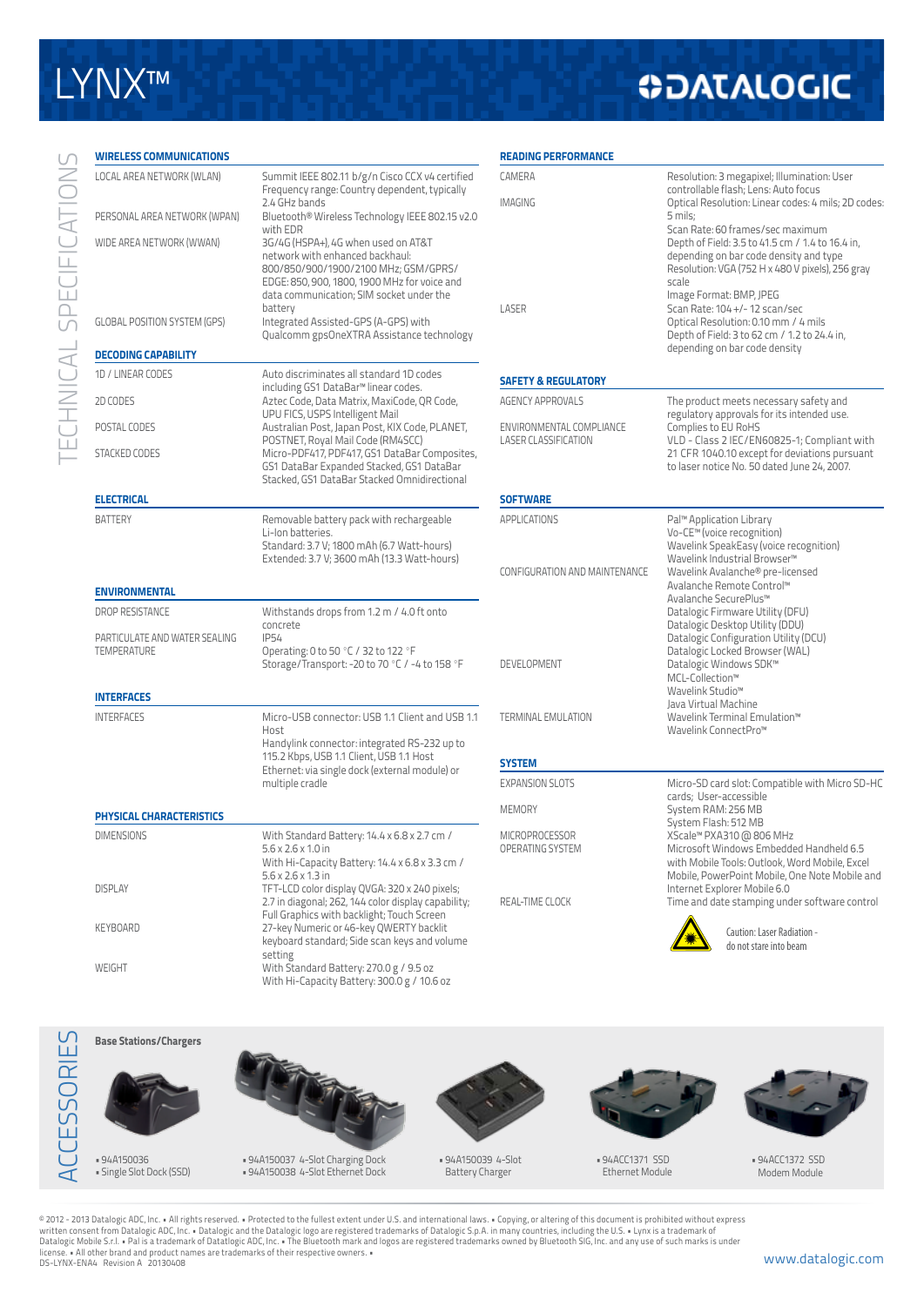# LYNX™

DATALOGIC

## TECHNICAL SPECIFICATIONS

### WIRELESS COMMUNICATIONS

| | |
|---|---|
| LOCAL AREA NETWORK (WLAN) | Summit IEEE 802.11 b/g/n Cisco CCX v4 certified Frequency range: Country dependent, typically 2.4 GHz bands |
| PERSONAL AREA NETWORK (WPAN) | Bluetooth® Wireless Technology IEEE 802.15 v2.0 with EDR |
| WIDE AREA NETWORK (WWAN) | 3G/4G (HSPA+), 4G when used on AT&T network with enhanced backhaul: 800/850/900/1900/2100 MHz; GSM/GPRS/EDGE: 850, 900, 1800, 1900 MHz for voice and data communication; SIM socket under the battery |
| GLOBAL POSITION SYSTEM (GPS) | Integrated Assisted-GPS (A-GPS) with Qualcomm gpsOneXTRA Assistance technology |

### DECODING CAPABILITY

| | |
|---|---|
| 1D / LINEAR CODES | Auto discriminates all standard 1D codes including GS1 DataBar™ linear codes. |
| 2D CODES | Aztec Code, Data Matrix, MaxiCode, QR Code, UPU FICS, USPS Intelligent Mail |
| POSTAL CODES | Australian Post, Japan Post, KIX Code, PLANET, POSTNET, Royal Mail Code (RM4SCC) |
| STACKED CODES | Micro-PDF417, PDF417, GS1 DataBar Composites, GS1 DataBar Expanded Stacked, GS1 DataBar Stacked, GS1 DataBar Stacked Omnidirectional |

### ELECTRICAL

| | |
|---|---|
| BATTERY | Removable battery pack with rechargeable Li-Ion batteries. Standard: 3.7 V; 1800 mAh (6.7 Watt-hours) Extended: 3.7 V; 3600 mAh (13.3 Watt-hours) |

### ENVIRONMENTAL

| | |
|---|---|
| DROP RESISTANCE | Withstands drops from 1.2 m / 4.0 ft onto concrete |
| PARTICULATE AND WATER SEALING | IP54 |
| TEMPERATURE | Operating: 0 to 50 °C / 32 to 122 °F Storage/Transport: -20 to 70 °C / -4 to 158 °F |

### INTERFACES

| | |
|---|---|
| INTERFACES | Micro-USB connector: USB 1.1 Client and USB 1.1 Host Handylink connector: integrated RS-232 up to 115.2 Kbps, USB 1.1 Client, USB 1.1 Host Ethernet: via single dock (external module) or multiple cradle |

### PHYSICAL CHARACTERISTICS

| | |
|---|---|
| DIMENSIONS | With Standard Battery: 14.4 x 6.8 x 2.7 cm / 5.6 x 2.6 x 1.0 in With Hi-Capacity Battery: 14.4 x 6.8 x 3.3 cm / 5.6 x 2.6 x 1.3 in |
| DISPLAY | TFT-LCD color display QVGA: 320 x 240 pixels; 2.7 in diagonal; 262, 144 color display capability; Full Graphics with backlight; Touch Screen |
| KEYBOARD | 27-key Numeric or 46-key QWERTY backlit keyboard standard; Side scan keys and volume setting |
| WEIGHT | With Standard Battery: 270.0 g / 9.5 oz With Hi-Capacity Battery: 300.0 g / 10.6 oz |

### READING PERFORMANCE

| | |
|---|---|
| CAMERA | Resolution: 3 megapixel; Illumination: User controllable flash; Lens: Auto focus |
| IMAGING | Optical Resolution: Linear codes: 4 mils; 2D codes: 5 mils; Scan Rate: 60 frames/sec maximum Depth of Field: 3.5 to 41.5 cm / 1.4 to 16.4 in, depending on bar code density and type Resolution: VGA (752 H x 480 V pixels), 256 gray scale Image Format: BMP, JPEG |
| LASER | Scan Rate: 104 +/- 12 scan/sec Optical Resolution: 0.10 mm / 4 mils Depth of Field: 3 to 62 cm / 1.2 to 24.4 in, depending on bar code density |

### SAFETY & REGULATORY

| | |
|---|---|
| AGENCY APPROVALS | The product meets necessary safety and regulatory approvals for its intended use. |
| ENVIRONMENTAL COMPLIANCE | Complies to EU RoHS |
| LASER CLASSIFICATION | VLD - Class 2 IEC/EN60825-1; Compliant with 21 CFR 1040.10 except for deviations pursuant to laser notice No. 50 dated June 24, 2007. |

### SOFTWARE

| | |
|---|---|
| APPLICATIONS | Pal™ Application Library Vo-CE™ (voice recognition) Wavelink SpeakEasy (voice recognition) Wavelink Industrial Browser™ |
| CONFIGURATION AND MAINTENANCE | Wavelink Avalanche® pre-licensed Avalanche Remote Control™ Avalanche SecurePlus™ Datalogic Firmware Utility (DFU) Datalogic Desktop Utility (DDU) Datalogic Configuration Utility (DCU) Datalogic Locked Browser (WAL) |
| DEVELOPMENT | Datalogic Windows SDK™ MCL-Collection™ Wavelink Studio™ Java Virtual Machine |
| TERMINAL EMULATION | Wavelink Terminal Emulation™ Wavelink ConnectPro™ |

### SYSTEM

| | |
|---|---|
| EXPANSION SLOTS | Micro-SD card slot: Compatible with Micro SD-HC cards; User-accessible |
| MEMORY | System RAM: 256 MB System Flash: 512 MB |
| MICROPROCESSOR | XScale™ PXA310 @ 806 MHz |
| OPERATING SYSTEM | Microsoft Windows Embedded Handheld 6.5 with Mobile Tools: Outlook, Word Mobile, Excel Mobile, PowerPoint Mobile, One Note Mobile and Internet Explorer Mobile 6.0 |
| REAL-TIME CLOCK | Time and date stamping under software control |

Caution: Laser Radiation - do not stare into beam

## ACCESSORIES

**Base Stations/Chargers**

- 94A150036
- Single Slot Dock (SSD)

- 94A150037 4-Slot Charging Dock
- 94A150038 4-Slot Ethernet Dock

- 94A150039 4-Slot Battery Charger

- 94ACC1371 SSD Ethernet Module

- 94ACC1372 SSD Modem Module

© 2012 - 2013 Datalogic ADC, Inc. • All rights reserved. • Protected to the fullest extent under U.S. and international laws. • Copying, or altering of this document is prohibited without express written consent from Datalogic ADC, Inc. • Datalogic and the Datalogic logo are registered trademarks of Datalogic S.p.A. in many countries, including the U.S. • Lynx is a trademark of Datalogic Mobile S.r.l. • Pal is a trademark of Datatlogic ADC, Inc. • The Bluetooth mark and logos are registered trademarks owned by Bluetooth SIG, Inc. and any use of such marks is under license. • All other brand and product names are trademarks of their respective owners. •
DS-LYNX-ENA4 Revision A 20130408

www.datalogic.com